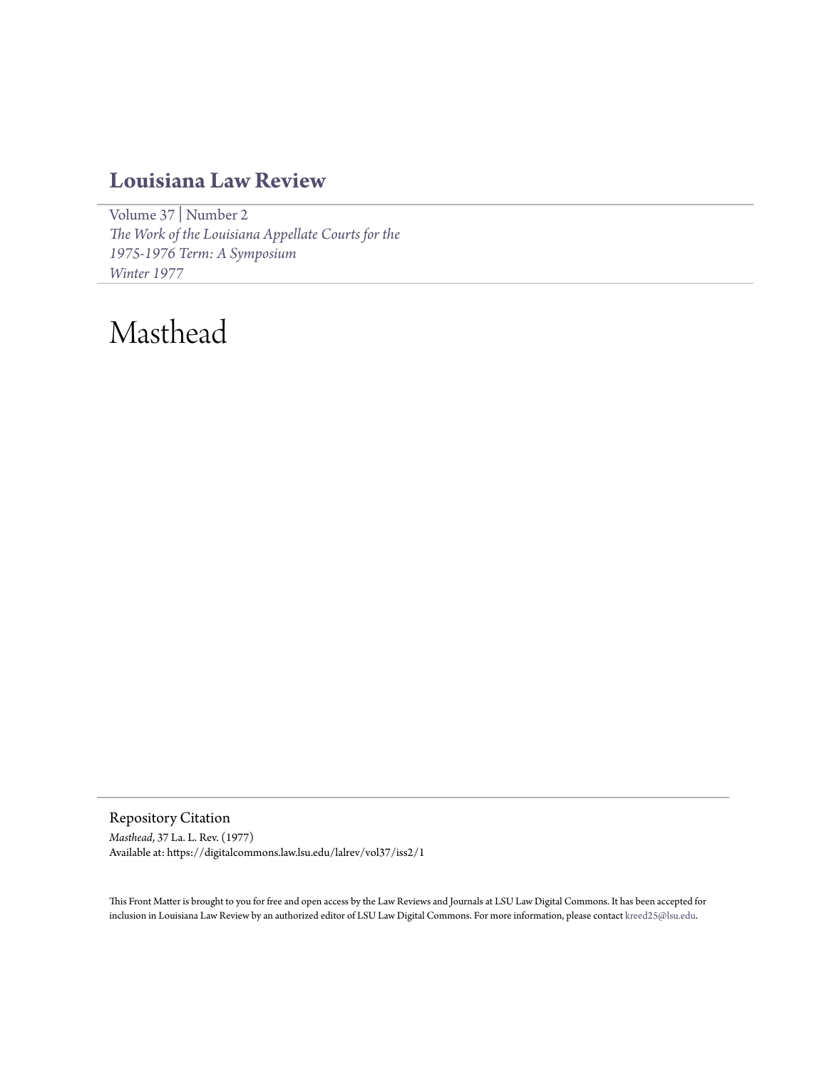# Louisiana Law Review

Volume 37 | Number 2
*The Work of the Louisiana Appellate Courts for the 1975-1976 Term: A Symposium*
*Winter 1977*

# Masthead

## Repository Citation

*Masthead*, 37 La. L. Rev. (1977)
Available at: https://digitalcommons.law.lsu.edu/lalrev/vol37/iss2/1

This Front Matter is brought to you for free and open access by the Law Reviews and Journals at LSU Law Digital Commons. It has been accepted for inclusion in Louisiana Law Review by an authorized editor of LSU Law Digital Commons. For more information, please contact kreed25@lsu.edu.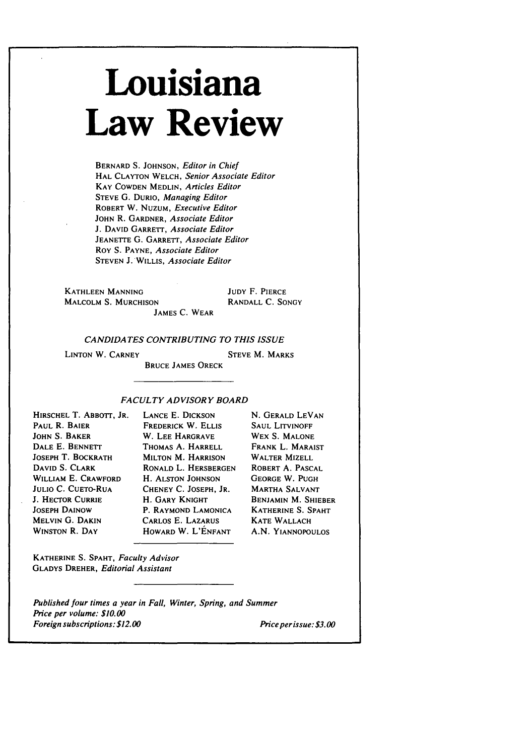# Louisiana

# Law Review

BERNARD S. JOHNSON, *Editor in Chief*
HAL CLAYTON WELCH, *Senior Associate Editor*
KAY COWDEN MEDLIN, *Articles Editor*
STEVE G. DURIO, *Managing Editor*
ROBERT W. NUZUM, *Executive Editor*
JOHN R. GARDNER, *Associate Editor*
J. DAVID GARRETT, *Associate Editor*
JEANETTE G. GARRETT, *Associate Editor*
ROY S. PAYNE, *Associate Editor*
STEVEN J. WILLIS, *Associate Editor*

KATHLEEN MANNING
JUDY F. PIERCE
MALCOLM S. MURCHISON
RANDALL C. SONGY
JAMES C. WEAR

*CANDIDATES CONTRIBUTING TO THIS ISSUE*

LINTON W. CARNEY
STEVE M. MARKS
BRUCE JAMES ORECK

---

*FACULTY ADVISORY BOARD*

HIRSCHEL T. ABBOTT, JR.
PAUL R. BAIER
JOHN S. BAKER
DALE E. BENNETT
JOSEPH T. BOCKRATH
DAVID S. CLARK
WILLIAM E. CRAWFORD
JULIO C. CUETO-RUA
J. HECTOR CURRIE
JOSEPH DAINOW
MELVIN G. DAKIN
WINSTON R. DAY
LANCE E. DICKSON
FREDERICK W. ELLIS
W. LEE HARGRAVE
THOMAS A. HARRELL
MILTON M. HARRISON
RONALD L. HERSBERGEN
H. ALSTON JOHNSON
CHENEY C. JOSEPH, JR.
H. GARY KNIGHT
P. RAYMOND LAMONICA
CARLOS E. LAZARUS
HOWARD W. L'ÉNFANT
N. GERALD LEVAN
SAUL LITVINOFF
WEX S. MALONE
FRANK L. MARAIST
WALTER MIZELL
ROBERT A. PASCAL
GEORGE W. PUGH
MARTHA SALVANT
BENJAMIN M. SHIEBER
KATHERINE S. SPAHT
KATE WALLACH
A.N. YIANNOPOULOS

---

KATHERINE S. SPAHT, *Faculty Advisor*
GLADYS DREHER, *Editorial Assistant*

---

*Published four times a year in Fall, Winter, Spring, and Summer*
*Price per volume: $10.00*
*Foreign subscriptions: $12.00*
*Price per issue: $3.00*